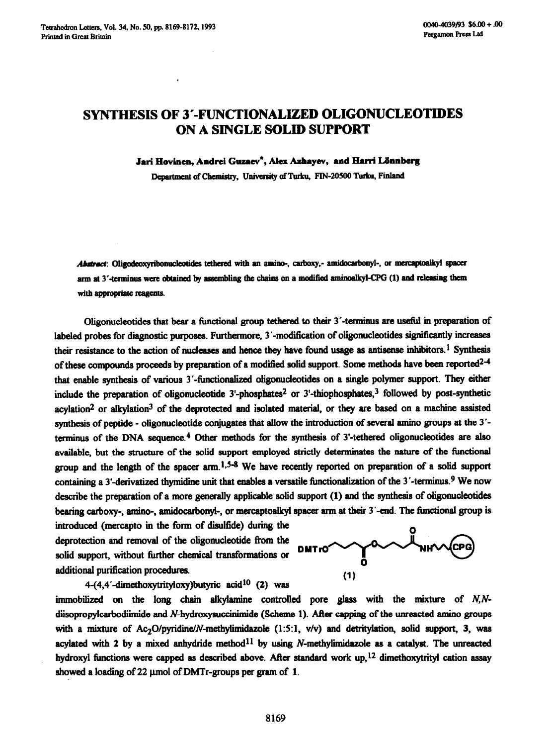# SYNTHESIS OF 3′-FUNCTIONALIZED OLIGONUCLEOTIDES ON A SINGLE SOLID SUPPORT

**Jari Hovinen, Andrei Guzaev*, Alex Azhayev, and Harri Lönnberg**

Department of Chemistry, University of Turku, FIN-20500 Turku, Finland

***Abstract***: Oligodeoxyribonucleotides tethered with an amino-, carboxy,- amidocarbonyl-, or mercaptoalkyl spacer arm at 3′-terminus were obtained by assembling the chains on a modified aminoalkyl-CPG (1) and releasing them with appropriate reagents.

Oligonucleotides that bear a functional group tethered to their 3′-terminus are useful in preparation of labeled probes for diagnostic purposes. Furthermore, 3′-modification of oligonucleotides significantly increases their resistance to the action of nucleases and hence they have found usage as antisense inhibitors.[1] Synthesis of these compounds proceeds by preparation of a modified solid support. Some methods have been reported[2-4] that enable synthesis of various 3′-functionalized oligonucleotides on a single polymer support. They either include the preparation of oligonucleotide 3'-phosphates[2] or 3'-thiophosphates,[3] followed by post-synthetic acylation[2] or alkylation[3] of the deprotected and isolated material, or they are based on a machine assisted synthesis of peptide - oligonucleotide conjugates that allow the introduction of several amino groups at the 3′-terminus of the DNA sequence.[4] Other methods for the synthesis of 3'-tethered oligonucleotides are also available, but the structure of the solid support employed strictly determinates the nature of the functional group and the length of the spacer arm.[1,5-8] We have recently reported on preparation of a solid support containing a 3'-derivatized thymidine unit that enables a versatile functionalization of the 3′-terminus.[9] We now describe the preparation of a more generally applicable solid support (1) and the synthesis of oligonucleotides bearing carboxy-, amino-, amidocarbonyl-, or mercaptoalkyl spacer arm at their 3′-end. The functional group is introduced (mercapto in the form of disulfide) during the deprotection and removal of the oligonucleotide from the solid support, without further chemical transformations or additional purification procedures.

(1)

4-(4,4′-dimethoxytrityloxy)butyric acid[10] (2) was immobilized on the long chain alkylamine controlled pore glass with the mixture of *N,N*-diisopropylcarbodiimide and *N*-hydroxysuccinimide (Scheme 1). After capping of the unreacted amino groups with a mixture of $Ac_2O$/pyridine/*N*-methylimidazole (1:5:1, v/v) and detritylation, solid support, **3**, was acylated with **2** by a mixed anhydride method[11] by using *N*-methylimidazole as a catalyst. The unreacted hydroxyl functions were capped as described above. After standard work up,[12] dimethoxytrityl cation assay showed a loading of 22 μmol of DMTr-groups per gram of **1**.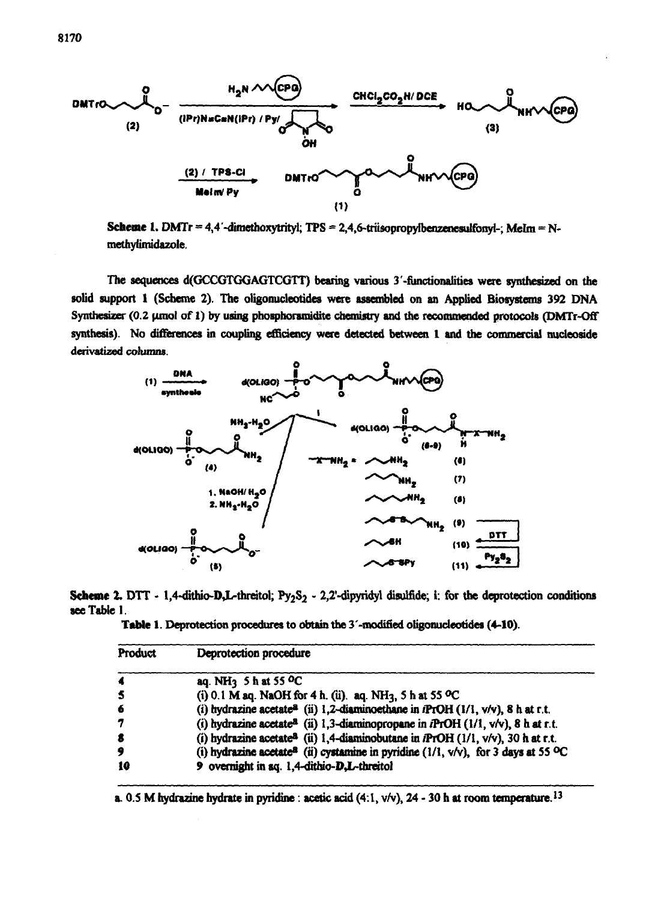Scheme 1. DMTr = 4,4'-dimethoxytrityl; TPS = 2,4,6-triisopropylbenzenesulfonyl-; MeIm = N-methylimidazole.

The sequences d(GCCGTGGAGTCGTT) bearing various 3'-functionalities were synthesized on the solid support 1 (Scheme 2). The oligonucleotides were assembled on an Applied Biosystems 392 DNA Synthesizer (0.2 μmol of 1) by using phosphoramidite chemistry and the recommended protocols (DMTr-Off synthesis). No differences in coupling efficiency were detected between 1 and the commercial nucleoside derivatized columns.

Scheme 2. DTT - 1,4-dithio-D,L-threitol; $Py_2S_2$ - 2,2'-dipyridyl disulfide; i: for the deprotection conditions see Table 1.

Table 1. Deprotection procedures to obtain the 3'-modified oligonucleotides (4-10).

| Product | Deprotection procedure |
|---|---|
| 4 | aq. $NH_3$ 5 h at 55 °C |
| 5 | (i) 0.1 M aq. NaOH for 4 h. (ii). aq. $NH_3$, 5 h at 55 °C |
| 6 | (i) hydrazine acetate[a] (ii) 1,2-diaminoethane in *i*PrOH (1/1, v/v), 8 h at r.t. |
| 7 | (i) hydrazine acetate[a] (ii) 1,3-diaminopropane in *i*PrOH (1/1, v/v), 8 h at r.t. |
| 8 | (i) hydrazine acetate[a] (ii) 1,4-diaminobutane in *i*PrOH (1/1, v/v), 30 h at r.t. |
| 9 | (i) hydrazine acetate[a] (ii) cystamine in pyridine (1/1, v/v), for 3 days at 55 °C |
| 10 | 9 overnight in aq. 1,4-dithio-D,L-threitol |

a. 0.5 M hydrazine hydrate in pyridine : acetic acid (4:1, v/v), 24 - 30 h at room temperature.[13]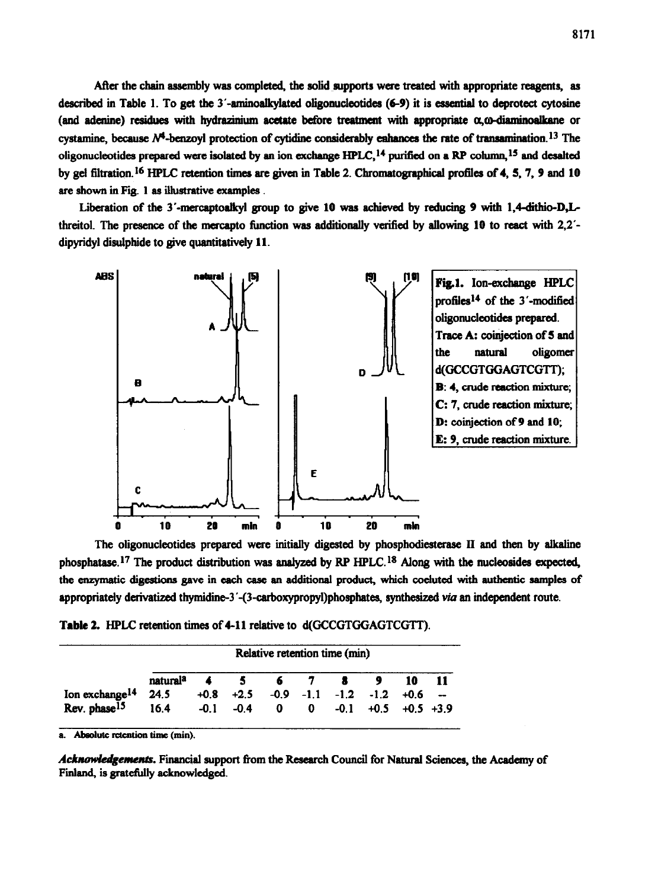After the chain assembly was completed, the solid supports were treated with appropriate reagents, as described in Table 1. To get the 3′-aminoalkylated oligonucleotides (**6**-**9**) it is essential to deprotect cytosine (and adenine) residues with hydrazinium acetate before treatment with appropriate α,ω-diaminoalkane or cystamine, because $N^4$-benzoyl protection of cytidine considerably enhances the rate of transamination.[13] The oligonucleotides prepared were isolated by an ion exchange HPLC,[14] purified on a RP column,[15] and desalted by gel filtration.[16] HPLC retention times are given in Table 2. Chromatographical profiles of **4**, **5**, **7**, **9** and **10** are shown in Fig. 1 as illustrative examples.

Liberation of the 3′-mercaptoalkyl group to give **10** was achieved by reducing **9** with 1,4-dithio-D,L-threitol. The presence of the mercapto function was additionally verified by allowing **10** to react with 2,2′-dipyridyl disulphide to give quantitatively **11**.

**Fig.1.** Ion-exchange HPLC profiles[14] of the 3′-modified oligonucleotides prepared. Trace **A**: coinjection of **5** and the natural oligomer d(GCCGTGGAGTCGTT); **B**: **4**, crude reaction mixture; **C**: **7**, crude reaction mixture; **D**: coinjection of **9** and **10**; **E**: **9**, crude reaction mixture.

The oligonucleotides prepared were initially digested by phosphodiesterase II and then by alkaline phosphatase.[17] The product distribution was analyzed by RP HPLC.[18] Along with the nucleosides expected, the enzymatic digestions gave in each case an additional product, which coeluted with authentic samples of appropriately derivatized thymidine-3′-(3-carboxypropyl)phosphates, synthesized *via* an independent route.

**Table 2.** HPLC retention times of **4**-**11** relative to d(GCCGTGGAGTCGTT).

| | Relative retention time (min) | | | | | | | | |
|---|---|---|---|---|---|---|---|---|---|
| | natural[a] | **4** | **5** | **6** | **7** | **8** | **9** | **10** | **11** |
| Ion exchange[14] | 24.5 | +0.8 | +2.5 | -0.9 | -1.1 | -1.2 | -1.2 | +0.6 | -- |
| Rev. phase[15] | 16.4 | -0.1 | -0.4 | 0 | 0 | -0.1 | +0.5 | +0.5 | +3.9 |

a. Absolute retention time (min).

***Acknowledgements.*** Financial support from the Research Council for Natural Sciences, the Academy of Finland, is gratefully acknowledged.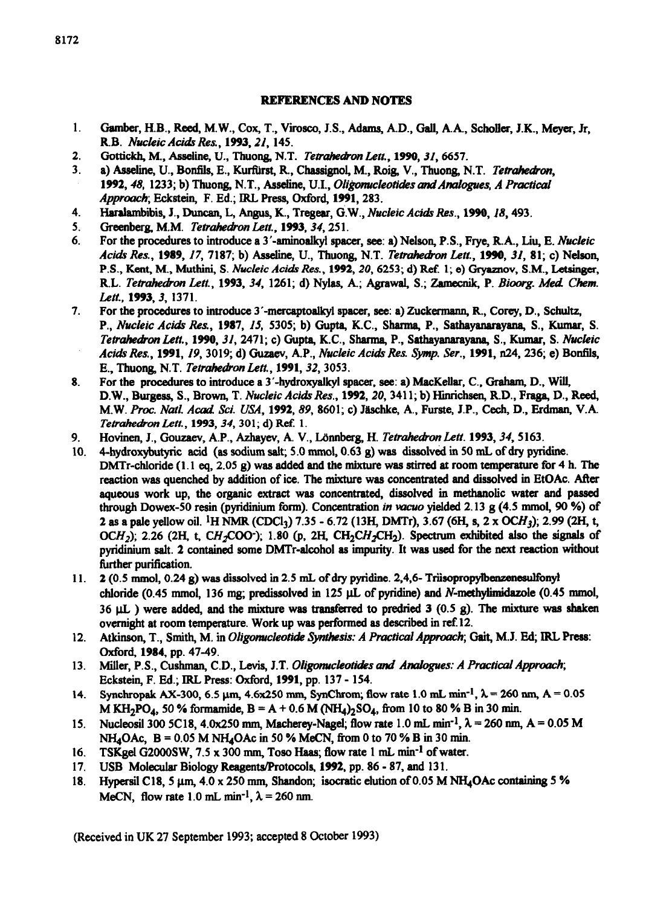## REFERENCES AND NOTES

1. Gamber, H.B., Reed, M.W., Cox, T., Virosco, J.S., Adams, A.D., Gall, A.A., Scholler, J.K., Meyer, Jr, R.B. *Nucleic Acids Res.*, **1993**, *21*, 145.
2. Gottickh, M., Asseline, U., Thuong, N.T. *Tetrahedron Lett.*, **1990**, *31*, 6657.
3. a) Asseline, U., Bonfils, E., Kurfürst, R., Chassignol, M., Roig, V., Thuong, N.T. *Tetrahedron*, **1992**, *48*, 1233; b) Thuong, N.T., Asseline, U.I., *Oligonucleotides and Analogues, A Practical Approach*; Eckstein, F. Ed.; IRL Press, Oxford, **1991**, 283.
4. Haralambibis, J., Duncan, L, Angus, K., Tregear, G.W., *Nucleic Acids Res.*, **1990**, *18*, 493.
5. Greenberg, M.M. *Tetrahedron Lett.*, **1993**, *34*, 251.
6. For the procedures to introduce a 3'-aminoalkyl spacer, see: a) Nelson, P.S., Frye, R.A., Liu, E. *Nucleic Acids Res.*, **1989**, *17*, 7187; b) Asseline, U., Thuong, N.T. *Tetrahedron Lett.*, **1990**, *31*, 81; c) Nelson, P.S., Kent, M., Muthini, S. *Nucleic Acids Res.*, **1992**, *20*, 6253; d) Ref. 1; e) Gryaznov, S.M., Letsinger, R.L. *Tetrahedron Lett.*, **1993**, *34*, 1261; d) Nylas, A.; Agrawal, S.; Zamecnik, P. *Bioorg. Med. Chem. Lett.*, **1993**, *3*, 1371.
7. For the procedures to introduce 3'-mercaptoalkyl spacer, see: a) Zuckermann, R., Corey, D., Schultz, P., *Nucleic Acids Res.*, **1987**, *15*, 5305; b) Gupta, K.C., Sharma, P., Sathayanarayana, S., Kumar, S. *Tetrahedron Lett.*, **1990**, *31*, 2471; c) Gupta, K.C., Sharma, P., Sathayanarayana, S., Kumar, S. *Nucleic Acids Res.*, **1991**, *19*, 3019; d) Guzaev, A.P., *Nucleic Acids Res. Symp. Ser.*, **1991**, n24, 236; e) Bonfils, E., Thuong, N.T. *Tetrahedron Lett.*, **1991**, *32*, 3053.
8. For the procedures to introduce a 3'-hydroxyalkyl spacer, see: a) MacKellar, C., Graham, D., Will, D.W., Burgess, S., Brown, T. *Nucleic Acids Res.*, **1992**, *20*, 3411; b) Hinrichsen, R.D., Fraga, D., Reed, M.W. *Proc. Natl. Acad. Sci. USA*, **1992**, *89*, 8601; c) Jäschke, A., Furste, J.P., Cech, D., Erdman, V.A. *Tetrahedron Lett.*, **1993**, *34*, 301; d) Ref. 1.
9. Hovinen, J., Gouzaev, A.P., Azhayev, A. V., Lönnberg, H. *Tetrahedron Lett.* **1993**, *34*, 5163.
10. 4-hydroxybutyric acid (as sodium salt; 5.0 mmol, 0.63 g) was dissolved in 50 mL of dry pyridine. DMTr-chloride (1.1 eq, 2.05 g) was added and the mixture was stirred at room temperature for 4 h. The reaction was quenched by addition of ice. The mixture was concentrated and dissolved in EtOAc. After aqueous work up, the organic extract was concentrated, dissolved in methanolic water and passed through Dowex-50 resin (pyridinium form). Concentration *in vacuo* yielded 2.13 g (4.5 mmol, 90 %) of **2** as a pale yellow oil. $^1$H NMR ($CDCl_3$) 7.35 - 6.72 (13H, DMTr), 3.67 (6H, s, 2 x $OCH_3$); 2.99 (2H, t, $OCH_2$); 2.26 (2H, t, $CH_2COO^-$); 1.80 (p, 2H, $CH_2CH_2CH_2$). Spectrum exhibited also the signals of pyridinium salt. **2** contained some DMTr-alcohol as impurity. It was used for the next reaction without further purification.
11. **2** (0.5 mmol, 0.24 g) was dissolved in 2.5 mL of dry pyridine. 2,4,6- Triisopropylbenzenesulfonyl chloride (0.45 mmol, 136 mg; predissolved in 125 µL of pyridine) and *N*-methylimidazole (0.45 mmol, 36 µL ) were added, and the mixture was transferred to predried **3** (0.5 g). The mixture was shaken overnight at room temperature. Work up was performed as described in ref.12.
12. Atkinson, T., Smith, M. in *Oligonucleotide Synthesis: A Practical Approach*; Gait, M.J. Ed; IRL Press: Oxford, **1984**, pp. 47-49.
13. Miller, P.S., Cushman, C.D., Levis, J.T. *Oligonucleotides and Analogues: A Practical Approach*; Eckstein, F. Ed.; IRL Press: Oxford, **1991**, pp. 137 - 154.
14. Synchropak AX-300, 6.5 µm, 4.6x250 mm, SynChrom; flow rate 1.0 mL min$^{-1}$, $\lambda$ = 260 nm, A = 0.05 M $KH_2PO_4$, 50 % formamide, B = A + 0.6 M $(NH_4)_2SO_4$, from 10 to 80 % B in 30 min.
15. Nucleosil 300 5C18, 4.0x250 mm, Macherey-Nagel; flow rate 1.0 mL min$^{-1}$, $\lambda$ = 260 nm, A = 0.05 M $NH_4OAc$, B = 0.05 M $NH_4OAc$ in 50 % MeCN, from 0 to 70 % B in 30 min.
16. TSKgel G2000SW, 7.5 x 300 mm, Toso Haas; flow rate 1 mL min$^{-1}$ of water.
17. USB Molecular Biology Reagents/Protocols, **1992**, pp. 86 - 87, and 131.
18. Hypersil C18, 5 µm, 4.0 x 250 mm, Shandon; isocratic elution of 0.05 M $NH_4OAc$ containing 5 % MeCN, flow rate 1.0 mL min$^{-1}$, $\lambda$ = 260 nm.

(Received in UK 27 September 1993; accepted 8 October 1993)